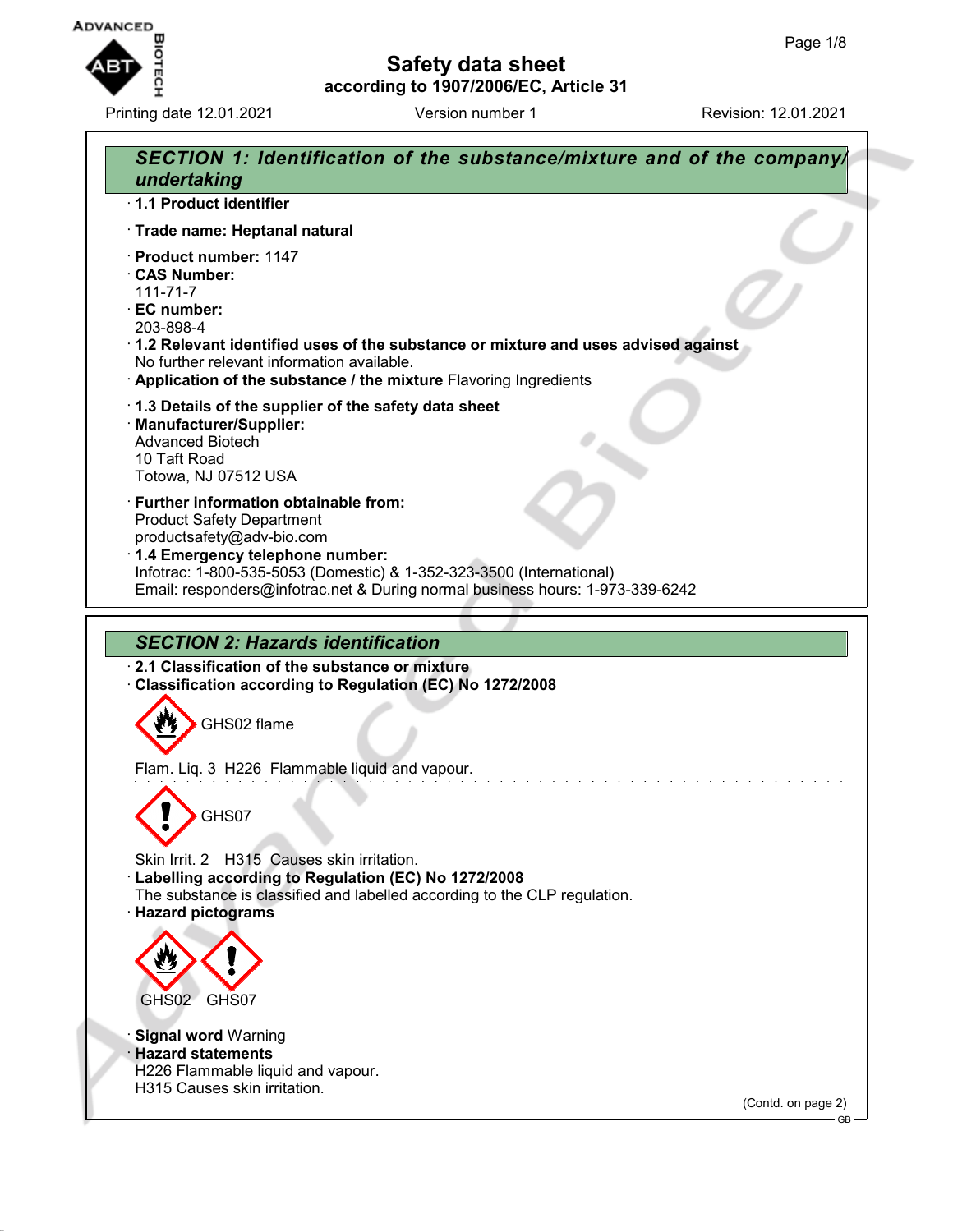# Safety data sheet

**according to 1907/2006/EC, Article 31**

Printing date 12.01.2021 | Version number 1 | Revision: 12.01.2021

## SECTION 1: Identification of the substance/mixture and of the company/undertaking

· **1.1 Product identifier**

· **Trade name: Heptanal natural**

· **Product number:** 1147
· **CAS Number:**
111-71-7
· **EC number:**
203-898-4
· **1.2 Relevant identified uses of the substance or mixture and uses advised against**
No further relevant information available.
· **Application of the substance / the mixture** Flavoring Ingredients

· **1.3 Details of the supplier of the safety data sheet**
· **Manufacturer/Supplier:**
Advanced Biotech
10 Taft Road
Totowa, NJ 07512 USA

· **Further information obtainable from:**
Product Safety Department
productsafety@adv-bio.com
· **1.4 Emergency telephone number:**
Infotrac: 1-800-535-5053 (Domestic) & 1-352-323-3500 (International)
Email: responders@infotrac.net & During normal business hours: 1-973-339-6242

## SECTION 2: Hazards identification

· **2.1 Classification of the substance or mixture**
· **Classification according to Regulation (EC) No 1272/2008**

GHS02 flame

Flam. Liq. 3 H226 Flammable liquid and vapour.

GHS07

Skin Irrit. 2 H315 Causes skin irritation.
· **Labelling according to Regulation (EC) No 1272/2008**
The substance is classified and labelled according to the CLP regulation.
· **Hazard pictograms**

GHS02 GHS07

· **Signal word** Warning
· **Hazard statements**
H226 Flammable liquid and vapour.
H315 Causes skin irritation.

(Contd. on page 2)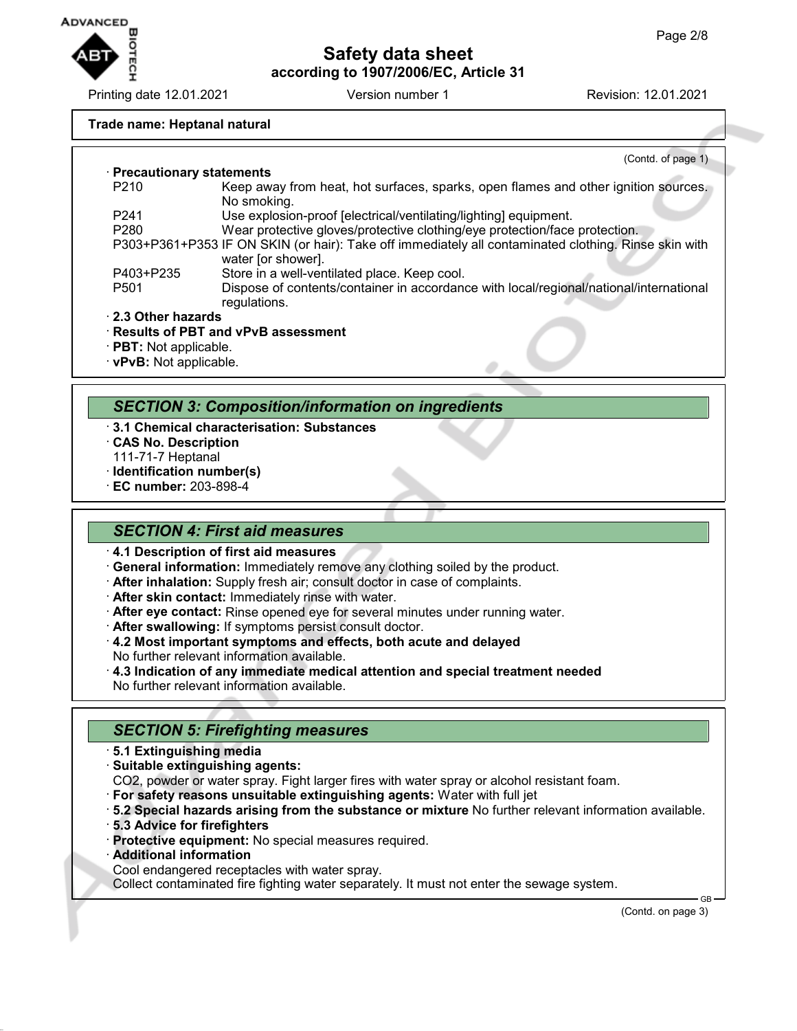**Trade name: Heptanal natural**

(Contd. of page 1)

· **Precautionary statements**

| | |
|---|---|
| P210 | Keep away from heat, hot surfaces, sparks, open flames and other ignition sources. No smoking. |
| P241 | Use explosion-proof [electrical/ventilating/lighting] equipment. |
| P280 | Wear protective gloves/protective clothing/eye protection/face protection. |
| P303+P361+P353 | IF ON SKIN (or hair): Take off immediately all contaminated clothing. Rinse skin with water [or shower]. |
| P403+P235 | Store in a well-ventilated place. Keep cool. |
| P501 | Dispose of contents/container in accordance with local/regional/national/international regulations. |

· **2.3 Other hazards**
· **Results of PBT and vPvB assessment**
· **PBT:** Not applicable.
· **vPvB:** Not applicable.

## *SECTION 3: Composition/information on ingredients*

· **3.1 Chemical characterisation: Substances**
· **CAS No. Description**
111-71-7 Heptanal
· **Identification number(s)**
· **EC number:** 203-898-4

## *SECTION 4: First aid measures*

· **4.1 Description of first aid measures**
· **General information:** Immediately remove any clothing soiled by the product.
· **After inhalation:** Supply fresh air; consult doctor in case of complaints.
· **After skin contact:** Immediately rinse with water.
· **After eye contact:** Rinse opened eye for several minutes under running water.
· **After swallowing:** If symptoms persist consult doctor.
· **4.2 Most important symptoms and effects, both acute and delayed**
No further relevant information available.
· **4.3 Indication of any immediate medical attention and special treatment needed**
No further relevant information available.

## *SECTION 5: Firefighting measures*

· **5.1 Extinguishing media**
· **Suitable extinguishing agents:**
$CO_2$, powder or water spray. Fight larger fires with water spray or alcohol resistant foam.
· **For safety reasons unsuitable extinguishing agents:** Water with full jet
· **5.2 Special hazards arising from the substance or mixture** No further relevant information available.
· **5.3 Advice for firefighters**
· **Protective equipment:** No special measures required.
· **Additional information**
Cool endangered receptacles with water spray.
Collect contaminated fire fighting water separately. It must not enter the sewage system.

(Contd. on page 3)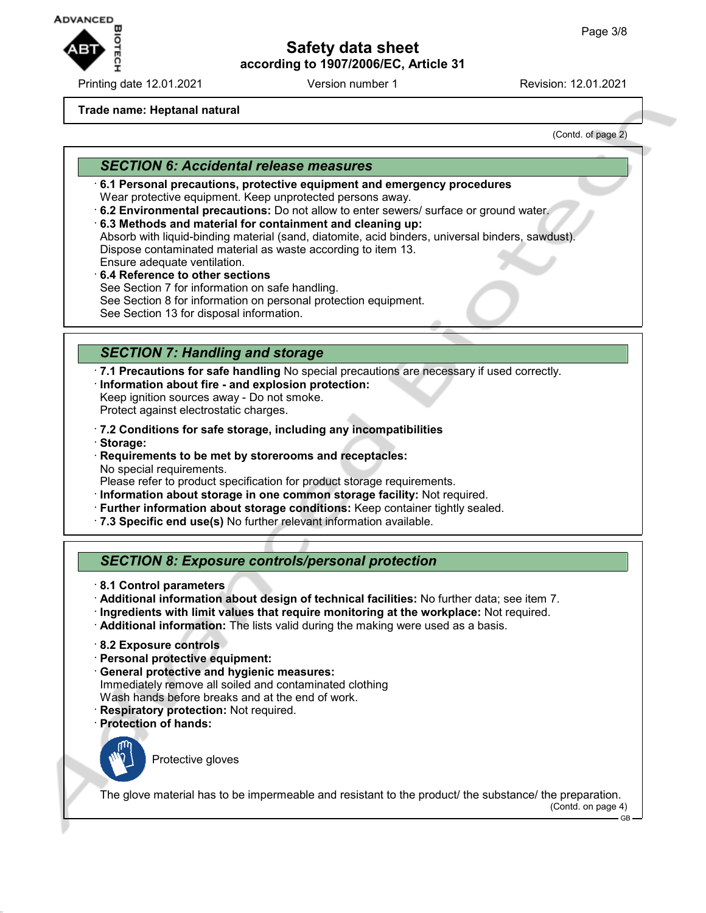**Trade name: Heptanal natural**

(Contd. of page 2)

## SECTION 6: Accidental release measures

· **6.1 Personal precautions, protective equipment and emergency procedures**
Wear protective equipment. Keep unprotected persons away.
· **6.2 Environmental precautions:** Do not allow to enter sewers/ surface or ground water.
· **6.3 Methods and material for containment and cleaning up:**
Absorb with liquid-binding material (sand, diatomite, acid binders, universal binders, sawdust).
Dispose contaminated material as waste according to item 13.
Ensure adequate ventilation.
· **6.4 Reference to other sections**
See Section 7 for information on safe handling.
See Section 8 for information on personal protection equipment.
See Section 13 for disposal information.

## SECTION 7: Handling and storage

· **7.1 Precautions for safe handling** No special precautions are necessary if used correctly.
· **Information about fire - and explosion protection:**
Keep ignition sources away - Do not smoke.
Protect against electrostatic charges.

· **7.2 Conditions for safe storage, including any incompatibilities**
· **Storage:**
· **Requirements to be met by storerooms and receptacles:**
No special requirements.
Please refer to product specification for product storage requirements.
· **Information about storage in one common storage facility:** Not required.
· **Further information about storage conditions:** Keep container tightly sealed.
· **7.3 Specific end use(s)** No further relevant information available.

## SECTION 8: Exposure controls/personal protection

· **8.1 Control parameters**
· **Additional information about design of technical facilities:** No further data; see item 7.
· **Ingredients with limit values that require monitoring at the workplace:** Not required.
· **Additional information:** The lists valid during the making were used as a basis.

· **8.2 Exposure controls**
· **Personal protective equipment:**
· **General protective and hygienic measures:**
Immediately remove all soiled and contaminated clothing
Wash hands before breaks and at the end of work.
· **Respiratory protection:** Not required.
· **Protection of hands:**

Protective gloves

The glove material has to be impermeable and resistant to the product/ the substance/ the preparation.

(Contd. on page 4)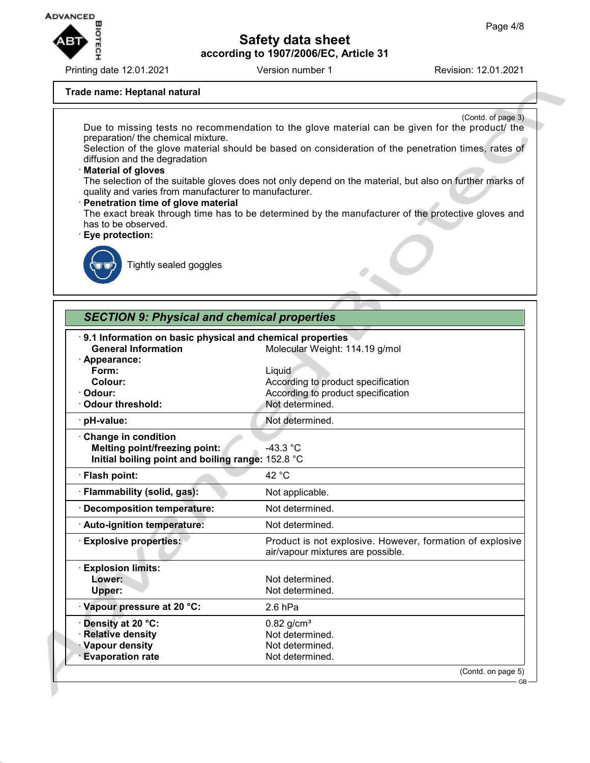**Trade name: Heptanal natural**

(Contd. of page 3)

Due to missing tests no recommendation to the glove material can be given for the product/ the preparation/ the chemical mixture.
Selection of the glove material should be based on consideration of the penetration times, rates of diffusion and the degradation

· **Material of gloves**
The selection of the suitable gloves does not only depend on the material, but also on further marks of quality and varies from manufacturer to manufacturer.

· **Penetration time of glove material**
The exact break through time has to be determined by the manufacturer of the protective gloves and has to be observed.

· **Eye protection:**

Tightly sealed goggles

## *SECTION 9: Physical and chemical properties*

| | |
|---|---|
| · **9.1 Information on basic physical and chemical properties** | |
| **General Information** | Molecular Weight: 114.19 g/mol |
| · **Appearance:** | |
| **Form:** | Liquid |
| **Colour:** | According to product specification |
| · **Odour:** | According to product specification |
| · **Odour threshold:** | Not determined. |
| · **pH-value:** | Not determined. |
| · **Change in condition** | |
| **Melting point/freezing point:** | -43.3 °C |
| **Initial boiling point and boiling range:** | 152.8 °C |
| · **Flash point:** | 42 °C |
| · **Flammability (solid, gas):** | Not applicable. |
| · **Decomposition temperature:** | Not determined. |
| · **Auto-ignition temperature:** | Not determined. |
| · **Explosive properties:** | Product is not explosive. However, formation of explosive air/vapour mixtures are possible. |
| · **Explosion limits:** | |
| **Lower:** | Not determined. |
| **Upper:** | Not determined. |
| · **Vapour pressure at 20 °C:** | 2.6 hPa |
| · **Density at 20 °C:** | 0.82 g/cm³ |
| · **Relative density** | Not determined. |
| · **Vapour density** | Not determined. |
| · **Evaporation rate** | Not determined. |

(Contd. on page 5)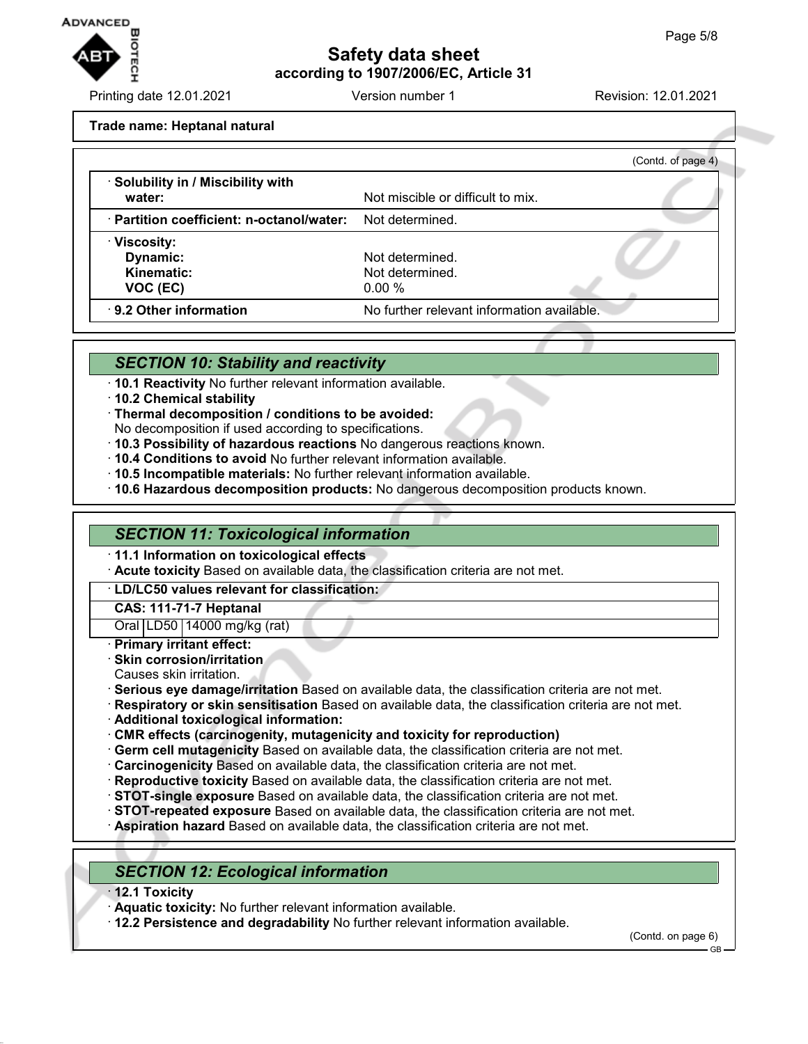**Trade name: Heptanal natural**

(Contd. of page 4)

| | |
|---|---|
| · **Solubility in / Miscibility with water:** | Not miscible or difficult to mix. |
| · **Partition coefficient: n-octanol/water:** | Not determined. |
| · **Viscosity:** | |
| **Dynamic:** | Not determined. |
| **Kinematic:** | Not determined. |
| **VOC (EC)** | 0.00 % |
| · **9.2 Other information** | No further relevant information available. |

## SECTION 10: Stability and reactivity

· **10.1 Reactivity** No further relevant information available.
· **10.2 Chemical stability**
· **Thermal decomposition / conditions to be avoided:**
No decomposition if used according to specifications.
· **10.3 Possibility of hazardous reactions** No dangerous reactions known.
· **10.4 Conditions to avoid** No further relevant information available.
· **10.5 Incompatible materials:** No further relevant information available.
· **10.6 Hazardous decomposition products:** No dangerous decomposition products known.

## SECTION 11: Toxicological information

· **11.1 Information on toxicological effects**
· **Acute toxicity** Based on available data, the classification criteria are not met.

| · **LD/LC50 values relevant for classification:** | | |
|---|---|---|
| **CAS: 111-71-7 Heptanal** | | |
| Oral | LD50 | 14000 mg/kg (rat) |

· **Primary irritant effect:**
· **Skin corrosion/irritation**
Causes skin irritation.
· **Serious eye damage/irritation** Based on available data, the classification criteria are not met.
· **Respiratory or skin sensitisation** Based on available data, the classification criteria are not met.
· **Additional toxicological information:**
· **CMR effects (carcinogenity, mutagenicity and toxicity for reproduction)**
· **Germ cell mutagenicity** Based on available data, the classification criteria are not met.
· **Carcinogenicity** Based on available data, the classification criteria are not met.
· **Reproductive toxicity** Based on available data, the classification criteria are not met.
· **STOT-single exposure** Based on available data, the classification criteria are not met.
· **STOT-repeated exposure** Based on available data, the classification criteria are not met.
· **Aspiration hazard** Based on available data, the classification criteria are not met.

## SECTION 12: Ecological information

· **12.1 Toxicity**
· **Aquatic toxicity:** No further relevant information available.
· **12.2 Persistence and degradability** No further relevant information available.

(Contd. on page 6)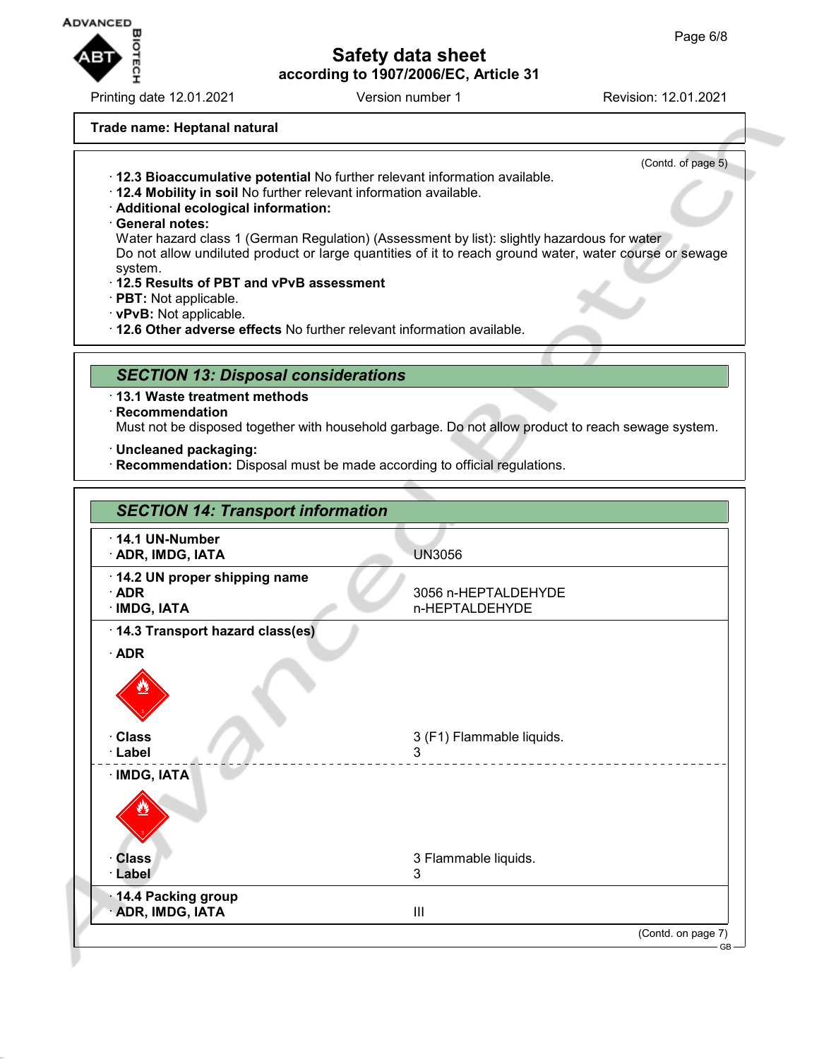Trade name: Heptanal natural

(Contd. of page 5)

· **12.3 Bioaccumulative potential** No further relevant information available.
· **12.4 Mobility in soil** No further relevant information available.
· **Additional ecological information:**
· **General notes:**
Water hazard class 1 (German Regulation) (Assessment by list): slightly hazardous for water
Do not allow undiluted product or large quantities of it to reach ground water, water course or sewage system.
· **12.5 Results of PBT and vPvB assessment**
· **PBT:** Not applicable.
· **vPvB:** Not applicable.
· **12.6 Other adverse effects** No further relevant information available.

## *SECTION 13: Disposal considerations*

· **13.1 Waste treatment methods**
· **Recommendation**
Must not be disposed together with household garbage. Do not allow product to reach sewage system.

· **Uncleaned packaging:**
· **Recommendation:** Disposal must be made according to official regulations.

## *SECTION 14: Transport information*

| | |
|---|---|
| · **14.1 UN-Number** | |
| · **ADR, IMDG, IATA** | UN3056 |
| · **14.2 UN proper shipping name** | |
| · **ADR** | 3056 n-HEPTALDEHYDE |
| · **IMDG, IATA** | n-HEPTALDEHYDE |
| · **14.3 Transport hazard class(es)** | |
| · **ADR** | |
| · **Class** | 3 (F1) Flammable liquids. |
| · **Label** | 3 |
| · **IMDG, IATA** | |
| · **Class** | 3 Flammable liquids. |
| · **Label** | 3 |
| · **14.4 Packing group** | |
| · **ADR, IMDG, IATA** | III |

(Contd. on page 7)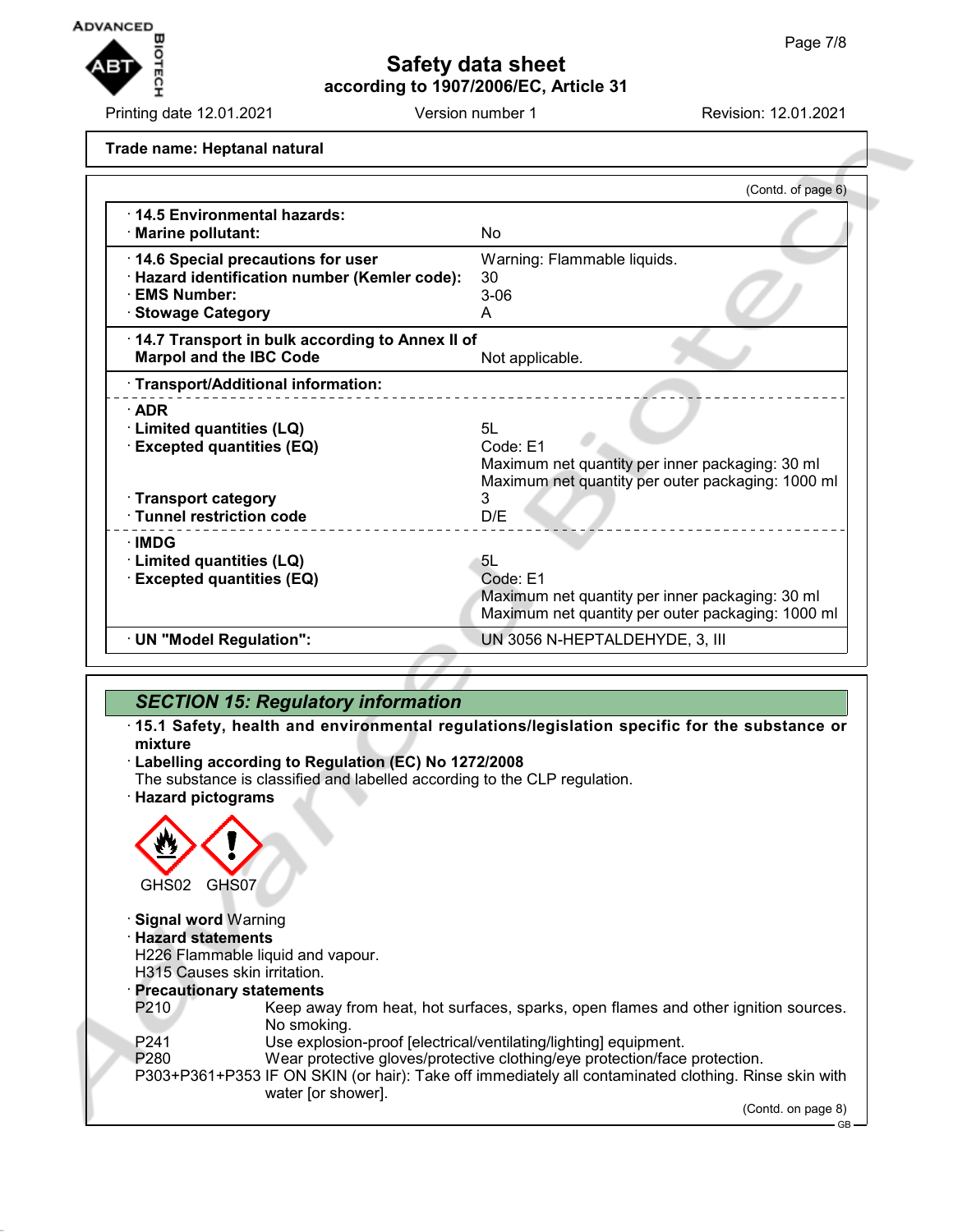**Trade name: Heptanal natural**

(Contd. of page 6)

| | |
|---|---|
| · **14.5 Environmental hazards:** | |
| · **Marine pollutant:** | No |
| · **14.6 Special precautions for user** | Warning: Flammable liquids. |
| · **Hazard identification number (Kemler code):** | 30 |
| · **EMS Number:** | 3-06 |
| · **Stowage Category** | A |
| · **14.7 Transport in bulk according to Annex II of Marpol and the IBC Code** | Not applicable. |
| · **Transport/Additional information:** | |
| · **ADR** | |
| · **Limited quantities (LQ)** | 5L |
| · **Excepted quantities (EQ)** | Code: E1<br>Maximum net quantity per inner packaging: 30 ml<br>Maximum net quantity per outer packaging: 1000 ml |
| · **Transport category** | 3 |
| · **Tunnel restriction code** | D/E |
| · **IMDG** | |
| · **Limited quantities (LQ)** | 5L |
| · **Excepted quantities (EQ)** | Code: E1<br>Maximum net quantity per inner packaging: 30 ml<br>Maximum net quantity per outer packaging: 1000 ml |
| · **UN "Model Regulation":** | UN 3056 N-HEPTALDEHYDE, 3, III |

## SECTION 15: Regulatory information

· **15.1 Safety, health and environmental regulations/legislation specific for the substance or mixture**

· **Labelling according to Regulation (EC) No 1272/2008**
The substance is classified and labelled according to the CLP regulation.

· **Hazard pictograms**

GHS02 GHS07

· **Signal word** Warning

· **Hazard statements**
H226 Flammable liquid and vapour.
H315 Causes skin irritation.

· **Precautionary statements**

| | |
|---|---|
| P210 | Keep away from heat, hot surfaces, sparks, open flames and other ignition sources. No smoking. |
| P241 | Use explosion-proof [electrical/ventilating/lighting] equipment. |
| P280 | Wear protective gloves/protective clothing/eye protection/face protection. |
| P303+P361+P353 | IF ON SKIN (or hair): Take off immediately all contaminated clothing. Rinse skin with water [or shower]. |

(Contd. on page 8)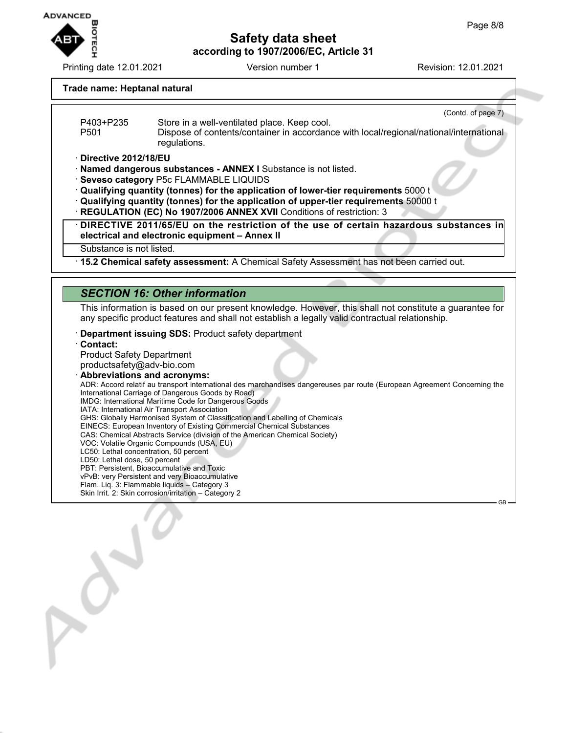**Trade name: Heptanal natural**

(Contd. of page 7)

P403+P235 Store in a well-ventilated place. Keep cool.
P501 Dispose of contents/container in accordance with local/regional/national/international regulations.

· **Directive 2012/18/EU**
· **Named dangerous substances - ANNEX I** Substance is not listed.
· **Seveso category** P5c FLAMMABLE LIQUIDS
· **Qualifying quantity (tonnes) for the application of lower-tier requirements** 5000 t
· **Qualifying quantity (tonnes) for the application of upper-tier requirements** 50000 t
· **REGULATION (EC) No 1907/2006 ANNEX XVII** Conditions of restriction: 3

· **DIRECTIVE 2011/65/EU on the restriction of the use of certain hazardous substances in electrical and electronic equipment – Annex II**

Substance is not listed.

· **15.2 Chemical safety assessment:** A Chemical Safety Assessment has not been carried out.

## *SECTION 16: Other information*

This information is based on our present knowledge. However, this shall not constitute a guarantee for any specific product features and shall not establish a legally valid contractual relationship.

· **Department issuing SDS:** Product safety department
· **Contact:**
Product Safety Department
productsafety@adv-bio.com
· **Abbreviations and acronyms:**
ADR: Accord relatif au transport international des marchandises dangereuses par route (European Agreement Concerning the International Carriage of Dangerous Goods by Road)
IMDG: International Maritime Code for Dangerous Goods
IATA: International Air Transport Association
GHS: Globally Harmonised System of Classification and Labelling of Chemicals
EINECS: European Inventory of Existing Commercial Chemical Substances
CAS: Chemical Abstracts Service (division of the American Chemical Society)
VOC: Volatile Organic Compounds (USA, EU)
LC50: Lethal concentration, 50 percent
LD50: Lethal dose, 50 percent
PBT: Persistent, Bioaccumulative and Toxic
vPvB: very Persistent and very Bioaccumulative
Flam. Liq. 3: Flammable liquids – Category 3
Skin Irrit. 2: Skin corrosion/irritation – Category 2